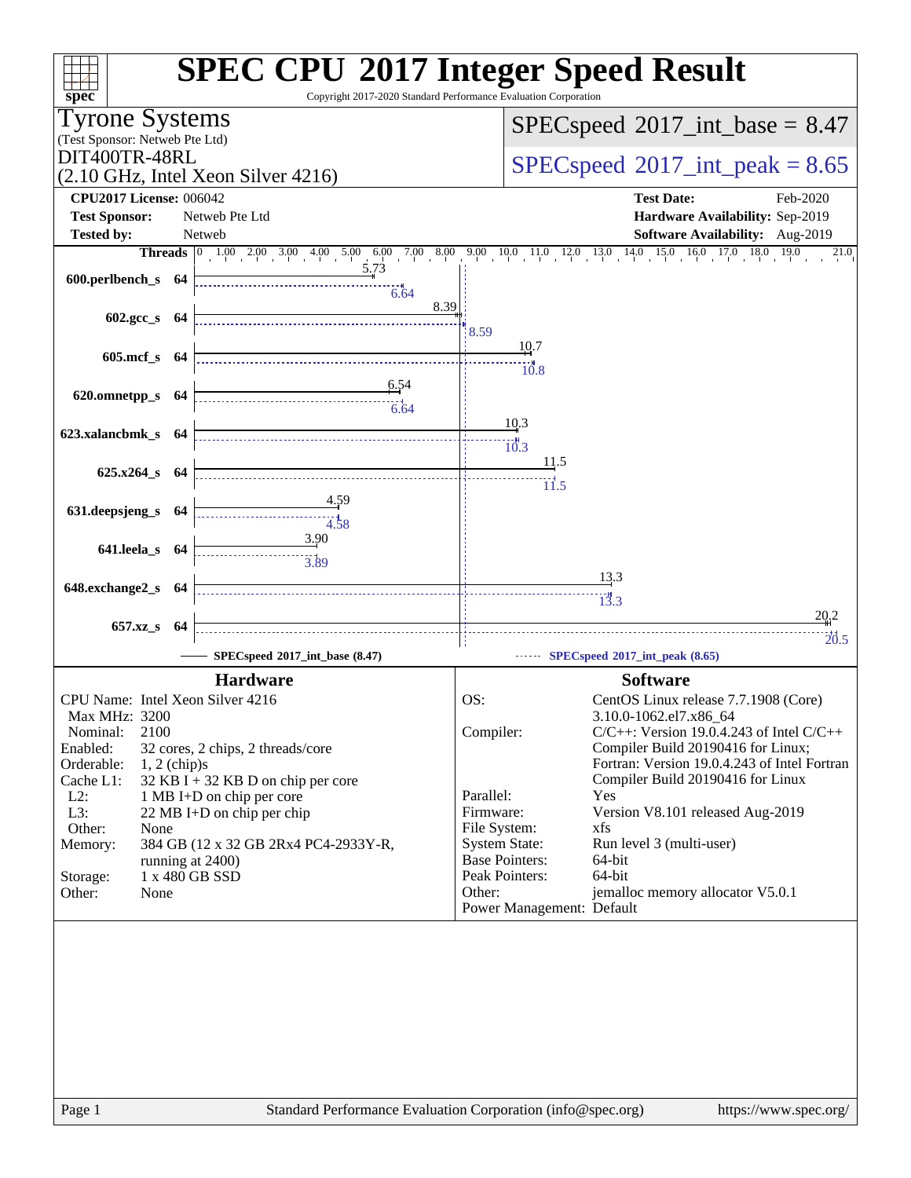# SPEC CPU 2017 Integer Speed Result

Copyright 2017-2020 Standard Performance Evaluation Corporation

**Tyrone Systems**
(Test Sponsor: Netweb Pte Ltd)
DIT400TR-48RL
(2.10 GHz, Intel Xeon Silver 4216)

SPECspeed 2017_int_base = 8.47

SPECspeed 2017_int_peak = 8.65

| | | | |
|---|---|---|---|
| **CPU2017 License:** | 006042 | **Test Date:** | Feb-2020 |
| **Test Sponsor:** | Netweb Pte Ltd | **Hardware Availability:** | Sep-2019 |
| **Tested by:** | Netweb | **Software Availability:** | Aug-2019 |

| Benchmark | Threads | Base | Peak |
|---|---|---|---|
| 600.perlbench_s | 64 | 5.73 | 6.64 |
| 602.gcc_s | 64 | 8.39 | 8.59 |
| 605.mcf_s | 64 | 10.7 | 10.8 |
| 620.omnetpp_s | 64 | 6.54 | 6.64 |
| 623.xalancbmk_s | 64 | 10.3 | 10.3 |
| 625.x264_s | 64 | 11.5 | 11.5 |
| 631.deepsjeng_s | 64 | 4.59 | 4.58 |
| 641.leela_s | 64 | 3.90 | 3.89 |
| 648.exchange2_s | 64 | 13.3 | 13.3 |
| 657.xz_s | 64 | 20.2 | 20.5 |

SPECspeed 2017_int_base (8.47)  SPECspeed 2017_int_peak (8.65)

## Hardware

| | |
|---|---|
| CPU Name: | Intel Xeon Silver 4216 |
| Max MHz: | 3200 |
| Nominal: | 2100 |
| Enabled: | 32 cores, 2 chips, 2 threads/core |
| Orderable: | 1, 2 (chip)s |
| Cache L1: | 32 KB I + 32 KB D on chip per core |
| L2: | 1 MB I+D on chip per core |
| L3: | 22 MB I+D on chip per chip |
| Other: | None |
| Memory: | 384 GB (12 x 32 GB 2Rx4 PC4-2933Y-R, running at 2400) |
| Storage: | 1 x 480 GB SSD |
| Other: | None |

## Software

| | |
|---|---|
| OS: | CentOS Linux release 7.7.1908 (Core) 3.10.0-1062.el7.x86_64 |
| Compiler: | C/C++: Version 19.0.4.243 of Intel C/C++ Compiler Build 20190416 for Linux; Fortran: Version 19.0.4.243 of Intel Fortran Compiler Build 20190416 for Linux |
| Parallel: | Yes |
| Firmware: | Version V8.101 released Aug-2019 |
| File System: | xfs |
| System State: | Run level 3 (multi-user) |
| Base Pointers: | 64-bit |
| Peak Pointers: | 64-bit |
| Other: | jemalloc memory allocator V5.0.1 |
| Power Management: | Default |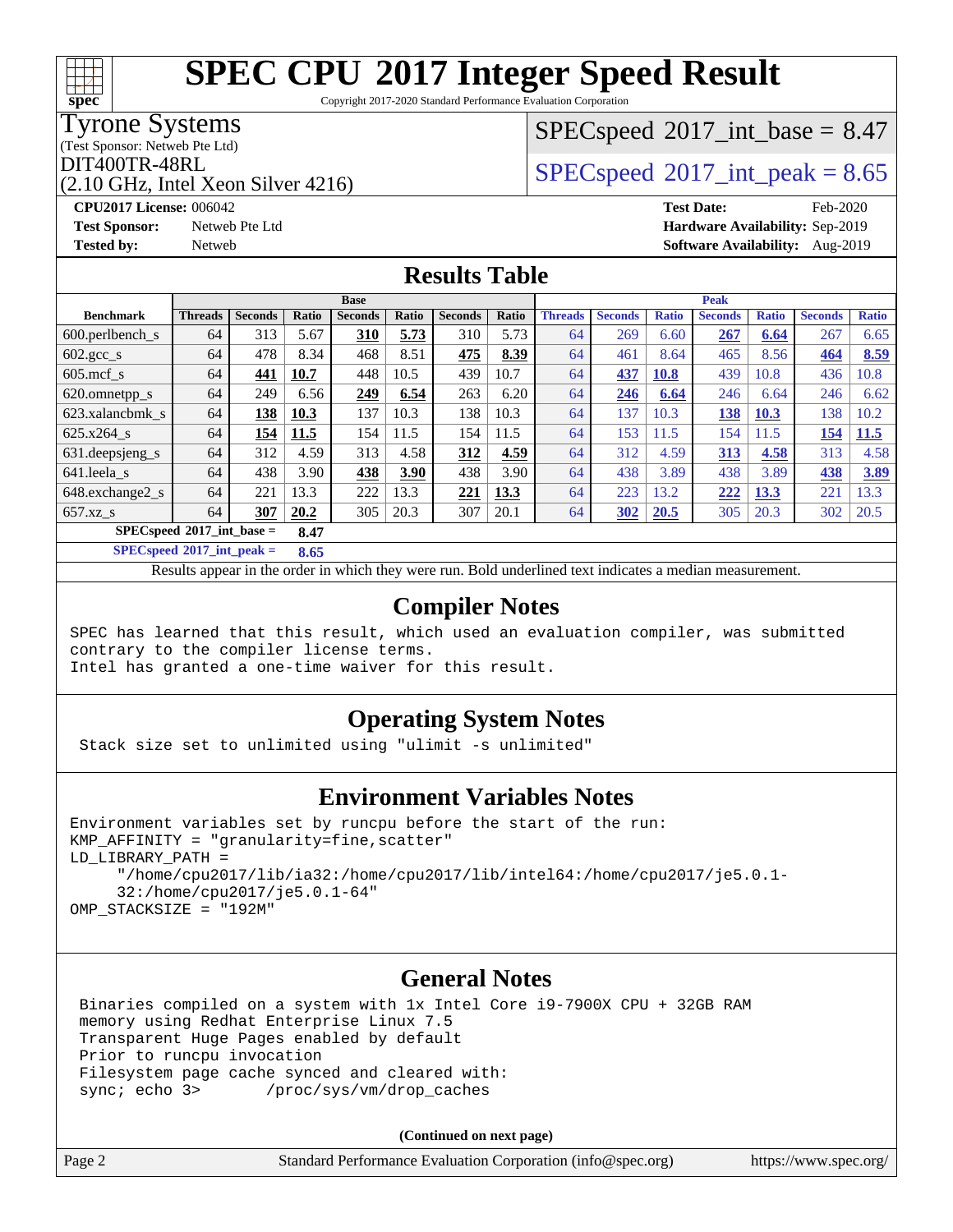# SPEC CPU 2017 Integer Speed Result

Copyright 2017-2020 Standard Performance Evaluation Corporation

**Tyrone Systems**
(Test Sponsor: Netweb Pte Ltd)
DIT400TR-48RL
(2.10 GHz, Intel Xeon Silver 4216)

SPECspeed 2017_int_base = 8.47

SPECspeed 2017_int_peak = 8.65

**CPU2017 License:** 006042
**Test Sponsor:** Netweb Pte Ltd
**Tested by:** Netweb

**Test Date:** Feb-2020
**Hardware Availability:** Sep-2019
**Software Availability:** Aug-2019

## Results Table

| Benchmark | Base | | | | | | | Peak | | | | | | |
|---|---|---|---|---|---|---|---|---|---|---|---|---|---|---|
| | Threads | Seconds | Ratio | Seconds | Ratio | Seconds | Ratio | Threads | Seconds | Ratio | Seconds | Ratio | Seconds | Ratio |
| 600.perlbench_s | 64 | 313 | 5.67 | **310** | **5.73** | 310 | 5.73 | 64 | 269 | 6.60 | **267** | **6.64** | 267 | 6.65 |
| 602.gcc_s | 64 | 478 | 8.34 | 468 | 8.51 | **475** | **8.39** | 64 | 461 | 8.64 | 465 | 8.56 | **464** | **8.59** |
| 605.mcf_s | 64 | **441** | **10.7** | 448 | 10.5 | 439 | 10.7 | 64 | **437** | **10.8** | 439 | 10.8 | 436 | 10.8 |
| 620.omnetpp_s | 64 | 249 | 6.56 | **249** | **6.54** | 263 | 6.20 | 64 | **246** | **6.64** | 246 | 6.64 | 246 | 6.62 |
| 623.xalancbmk_s | 64 | **138** | **10.3** | 137 | 10.3 | 138 | 10.3 | 64 | 137 | 10.3 | **138** | **10.3** | 138 | 10.2 |
| 625.x264_s | 64 | **154** | **11.5** | 154 | 11.5 | 154 | 11.5 | 64 | 153 | 11.5 | 154 | 11.5 | **154** | **11.5** |
| 631.deepsjeng_s | 64 | 312 | 4.59 | 313 | 4.58 | **312** | **4.59** | 64 | 312 | 4.59 | **313** | **4.58** | 313 | 4.58 |
| 641.leela_s | 64 | 438 | 3.90 | **438** | **3.90** | 438 | 3.90 | 64 | 438 | 3.89 | 438 | 3.89 | **438** | **3.89** |
| 648.exchange2_s | 64 | 221 | 13.3 | 222 | 13.3 | **221** | **13.3** | 64 | 223 | 13.2 | **222** | **13.3** | 221 | 13.3 |
| 657.xz_s | 64 | **307** | **20.2** | 305 | 20.3 | 307 | 20.1 | 64 | **302** | **20.5** | 305 | 20.3 | 302 | 20.5 |

SPECspeed 2017_int_base = **8.47**

SPECspeed 2017_int_peak = **8.65**

Results appear in the order in which they were run. Bold underlined text indicates a median measurement.

## Compiler Notes

```
SPEC has learned that this result, which used an evaluation compiler, was submitted
contrary to the compiler license terms.
Intel has granted a one-time waiver for this result.
```

## Operating System Notes

```
Stack size set to unlimited using "ulimit -s unlimited"
```

## Environment Variables Notes

```
Environment variables set by runcpu before the start of the run:
KMP_AFFINITY = "granularity=fine,scatter"
LD_LIBRARY_PATH =
     "/home/cpu2017/lib/ia32:/home/cpu2017/lib/intel64:/home/cpu2017/je5.0.1-
     32:/home/cpu2017/je5.0.1-64"
OMP_STACKSIZE = "192M"
```

## General Notes

```
Binaries compiled on a system with 1x Intel Core i9-7900X CPU + 32GB RAM
memory using Redhat Enterprise Linux 7.5
Transparent Huge Pages enabled by default
Prior to runcpu invocation
Filesystem page cache synced and cleared with:
sync; echo 3>       /proc/sys/vm/drop_caches
```

**(Continued on next page)**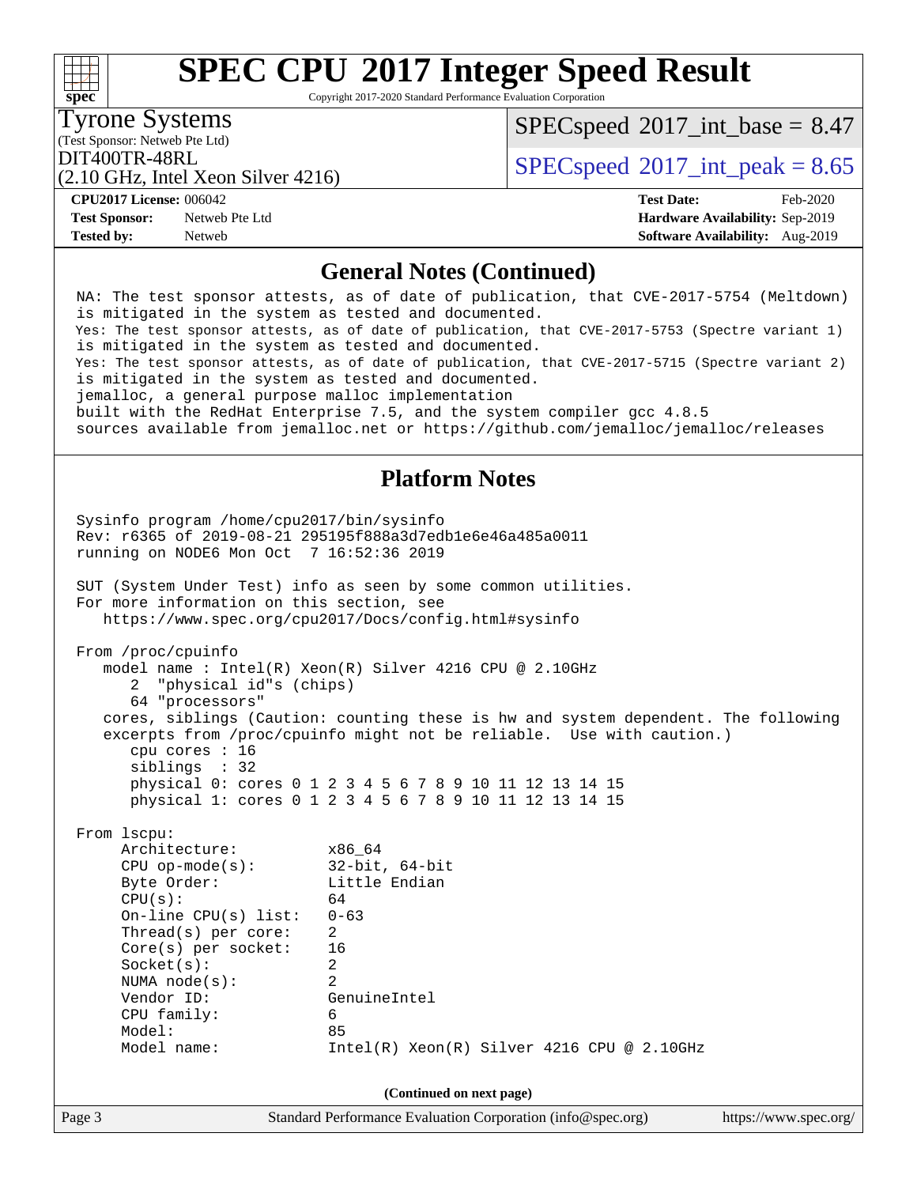# SPEC CPU 2017 Integer Speed Result

Copyright 2017-2020 Standard Performance Evaluation Corporation

**Tyrone Systems**
(Test Sponsor: Netweb Pte Ltd)
DIT400TR-48RL
(2.10 GHz, Intel Xeon Silver 4216)

SPECspeed 2017_int_base = 8.47

SPECspeed 2017_int_peak = 8.65

**CPU2017 License:** 006042
**Test Sponsor:** Netweb Pte Ltd
**Tested by:** Netweb

**Test Date:** Feb-2020
**Hardware Availability:** Sep-2019
**Software Availability:** Aug-2019

## General Notes (Continued)

```
NA: The test sponsor attests, as of date of publication, that CVE-2017-5754 (Meltdown)
is mitigated in the system as tested and documented.
Yes: The test sponsor attests, as of date of publication, that CVE-2017-5753 (Spectre variant 1)
is mitigated in the system as tested and documented.
Yes: The test sponsor attests, as of date of publication, that CVE-2017-5715 (Spectre variant 2)
is mitigated in the system as tested and documented.
jemalloc, a general purpose malloc implementation
built with the RedHat Enterprise 7.5, and the system compiler gcc 4.8.5
sources available from jemalloc.net or https://github.com/jemalloc/jemalloc/releases
```

## Platform Notes

```
Sysinfo program /home/cpu2017/bin/sysinfo
Rev: r6365 of 2019-08-21 295195f888a3d7edb1e6e46a485a0011
running on NODE6 Mon Oct  7 16:52:36 2019

SUT (System Under Test) info as seen by some common utilities.
For more information on this section, see
   https://www.spec.org/cpu2017/Docs/config.html#sysinfo

From /proc/cpuinfo
   model name : Intel(R) Xeon(R) Silver 4216 CPU @ 2.10GHz
      2  "physical id"s (chips)
      64 "processors"
   cores, siblings (Caution: counting these is hw and system dependent. The following
   excerpts from /proc/cpuinfo might not be reliable.  Use with caution.)
      cpu cores : 16
      siblings  : 32
      physical 0: cores 0 1 2 3 4 5 6 7 8 9 10 11 12 13 14 15
      physical 1: cores 0 1 2 3 4 5 6 7 8 9 10 11 12 13 14 15

From lscpu:
     Architecture:          x86_64
     CPU op-mode(s):        32-bit, 64-bit
     Byte Order:            Little Endian
     CPU(s):                64
     On-line CPU(s) list:   0-63
     Thread(s) per core:    2
     Core(s) per socket:    16
     Socket(s):             2
     NUMA node(s):          2
     Vendor ID:             GenuineIntel
     CPU family:            6
     Model:                 85
     Model name:            Intel(R) Xeon(R) Silver 4216 CPU @ 2.10GHz
```

(Continued on next page)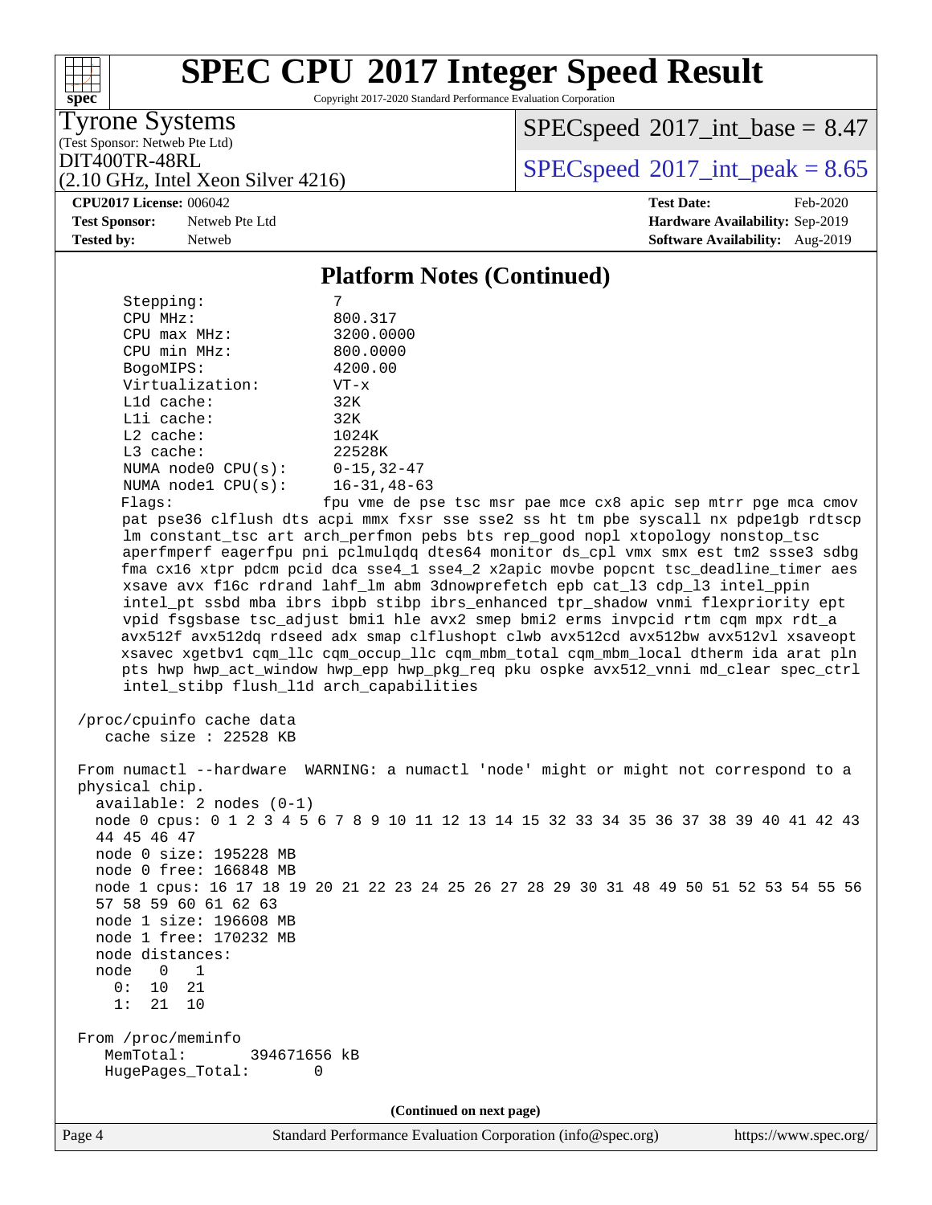## Platform Notes (Continued)

```
      Stepping:              7
      CPU MHz:               800.317
      CPU max MHz:           3200.0000
      CPU min MHz:           800.0000
      BogoMIPS:              4200.00
      Virtualization:        VT-x
      L1d cache:             32K
      L1i cache:             32K
      L2 cache:              1024K
      L3 cache:              22528K
      NUMA node0 CPU(s):     0-15,32-47
      NUMA node1 CPU(s):     16-31,48-63
      Flags:                 fpu vme de pse tsc msr pae mce cx8 apic sep mtrr pge mca cmov
      pat pse36 clflush dts acpi mmx fxsr sse sse2 ss ht tm pbe syscall nx pdpe1gb rdtscp
      lm constant_tsc art arch_perfmon pebs bts rep_good nopl xtopology nonstop_tsc
      aperfmperf eagerfpu pni pclmulqdq dtes64 monitor ds_cpl vmx smx est tm2 ssse3 sdbg
      fma cx16 xtpr pdcm pcid dca sse4_1 sse4_2 x2apic movbe popcnt tsc_deadline_timer aes
      xsave avx f16c rdrand lahf_lm abm 3dnowprefetch epb cat_l3 cdp_l3 intel_ppin
      intel_pt ssbd mba ibrs ibpb stibp ibrs_enhanced tpr_shadow vnmi flexpriority ept
      vpid fsgsbase tsc_adjust bmi1 hle avx2 smep bmi2 erms invpcid rtm cqm mpx rdt_a
      avx512f avx512dq rdseed adx smap clflushopt clwb avx512cd avx512bw avx512vl xsaveopt
      xsavec xgetbv1 cqm_llc cqm_occup_llc cqm_mbm_total cqm_mbm_local dtherm ida arat pln
      pts hwp hwp_act_window hwp_epp hwp_pkg_req pku ospke avx512_vnni md_clear spec_ctrl
      intel_stibp flush_l1d arch_capabilities

 /proc/cpuinfo cache data
    cache size : 22528 KB

 From numactl --hardware  WARNING: a numactl 'node' might or might not correspond to a
 physical chip.
   available: 2 nodes (0-1)
   node 0 cpus: 0 1 2 3 4 5 6 7 8 9 10 11 12 13 14 15 32 33 34 35 36 37 38 39 40 41 42 43
   44 45 46 47
   node 0 size: 195228 MB
   node 0 free: 166848 MB
   node 1 cpus: 16 17 18 19 20 21 22 23 24 25 26 27 28 29 30 31 48 49 50 51 52 53 54 55 56
   57 58 59 60 61 62 63
   node 1 size: 196608 MB
   node 1 free: 170232 MB
   node distances:
   node   0   1
     0:  10  21
     1:  21  10

 From /proc/meminfo
    MemTotal:       394671656 kB
    HugePages_Total:       0
```

(Continued on next page)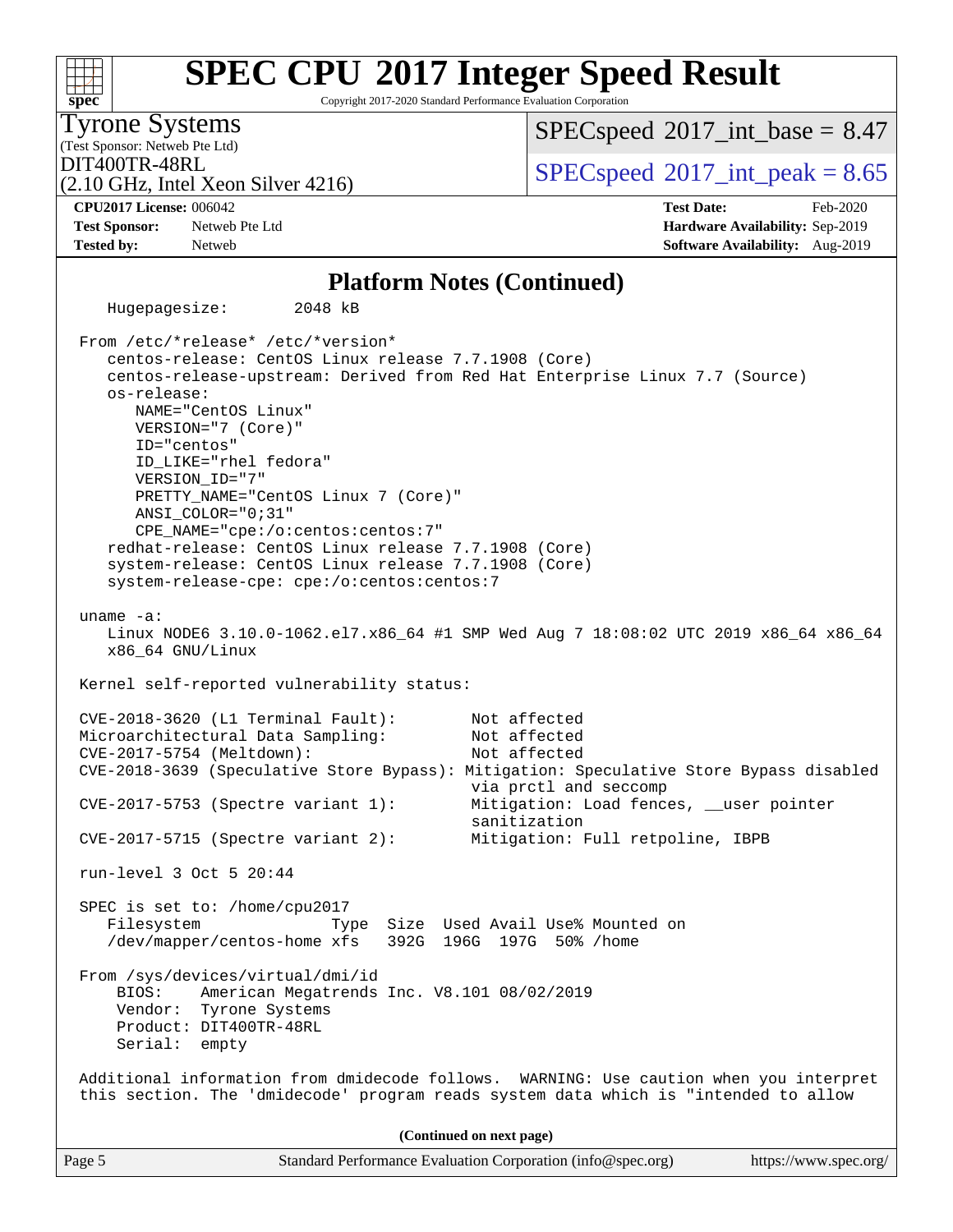## Platform Notes (Continued)

```
    Hugepagesize:          2048 kB

 From /etc/*release* /etc/*version*
    centos-release: CentOS Linux release 7.7.1908 (Core)
    centos-release-upstream: Derived from Red Hat Enterprise Linux 7.7 (Source)
    os-release:
       NAME="CentOS Linux"
       VERSION="7 (Core)"
       ID="centos"
       ID_LIKE="rhel fedora"
       VERSION_ID="7"
       PRETTY_NAME="CentOS Linux 7 (Core)"
       ANSI_COLOR="0;31"
       CPE_NAME="cpe:/o:centos:centos:7"
    redhat-release: CentOS Linux release 7.7.1908 (Core)
    system-release: CentOS Linux release 7.7.1908 (Core)
    system-release-cpe: cpe:/o:centos:centos:7

 uname -a:
    Linux NODE6 3.10.0-1062.el7.x86_64 #1 SMP Wed Aug 7 18:08:02 UTC 2019 x86_64 x86_64
    x86_64 GNU/Linux

 Kernel self-reported vulnerability status:

 CVE-2018-3620 (L1 Terminal Fault):        Not affected
 Microarchitectural Data Sampling:         Not affected
 CVE-2017-5754 (Meltdown):                 Not affected
 CVE-2018-3639 (Speculative Store Bypass): Mitigation: Speculative Store Bypass disabled
                                           via prctl and seccomp
 CVE-2017-5753 (Spectre variant 1):        Mitigation: Load fences, __user pointer
                                           sanitization
 CVE-2017-5715 (Spectre variant 2):        Mitigation: Full retpoline, IBPB

 run-level 3 Oct 5 20:44

 SPEC is set to: /home/cpu2017
    Filesystem              Type  Size  Used Avail Use% Mounted on
    /dev/mapper/centos-home xfs   392G  196G  197G  50% /home

 From /sys/devices/virtual/dmi/id
     BIOS:    American Megatrends Inc. V8.101 08/02/2019
     Vendor:  Tyrone Systems
     Product: DIT400TR-48RL
     Serial:  empty

 Additional information from dmidecode follows.  WARNING: Use caution when you interpret
 this section. The 'dmidecode' program reads system data which is "intended to allow
```

**(Continued on next page)**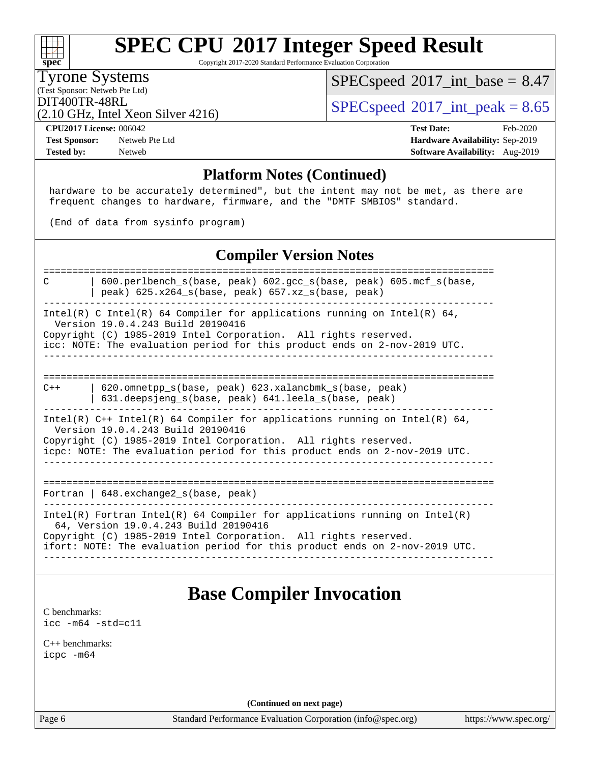## Platform Notes (Continued)

```
hardware to be accurately determined", but the intent may not be met, as there are
frequent changes to hardware, firmware, and the "DMTF SMBIOS" standard.

(End of data from sysinfo program)
```

## Compiler Version Notes

```
==============================================================================
C       | 600.perlbench_s(base, peak) 602.gcc_s(base, peak) 605.mcf_s(base,
        | peak) 625.x264_s(base, peak) 657.xz_s(base, peak)
------------------------------------------------------------------------------
Intel(R) C Intel(R) 64 Compiler for applications running on Intel(R) 64,
  Version 19.0.4.243 Build 20190416
Copyright (C) 1985-2019 Intel Corporation.  All rights reserved.
icc: NOTE: The evaluation period for this product ends on 2-nov-2019 UTC.
------------------------------------------------------------------------------

==============================================================================
C++     | 620.omnetpp_s(base, peak) 623.xalancbmk_s(base, peak)
        | 631.deepsjeng_s(base, peak) 641.leela_s(base, peak)
------------------------------------------------------------------------------
Intel(R) C++ Intel(R) 64 Compiler for applications running on Intel(R) 64,
  Version 19.0.4.243 Build 20190416
Copyright (C) 1985-2019 Intel Corporation.  All rights reserved.
icpc: NOTE: The evaluation period for this product ends on 2-nov-2019 UTC.
------------------------------------------------------------------------------

==============================================================================
Fortran | 648.exchange2_s(base, peak)
------------------------------------------------------------------------------
Intel(R) Fortran Intel(R) 64 Compiler for applications running on Intel(R)
  64, Version 19.0.4.243 Build 20190416
Copyright (C) 1985-2019 Intel Corporation.  All rights reserved.
ifort: NOTE: The evaluation period for this product ends on 2-nov-2019 UTC.
------------------------------------------------------------------------------
```

## Base Compiler Invocation

C benchmarks:
`icc -m64 -std=c11`

C++ benchmarks:
`icpc -m64`

**(Continued on next page)**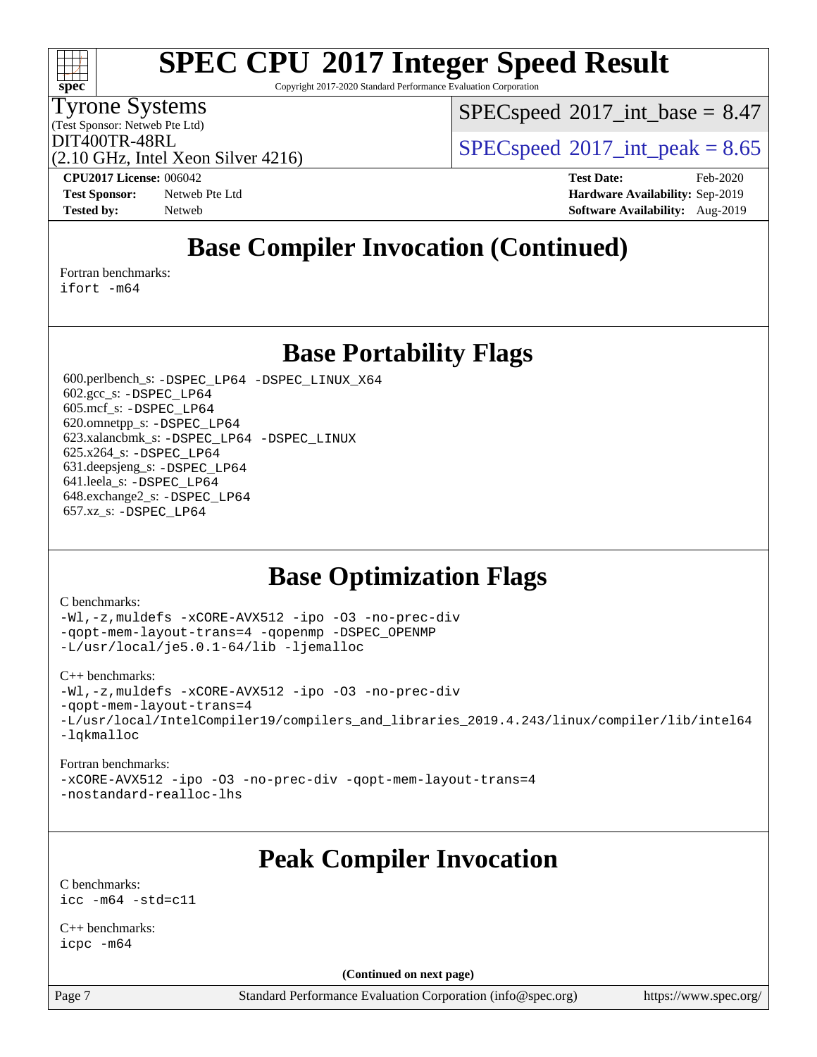# SPEC CPU 2017 Integer Speed Result

Copyright 2017-2020 Standard Performance Evaluation Corporation

Tyrone Systems
(Test Sponsor: Netweb Pte Ltd)
DIT400TR-48RL
(2.10 GHz, Intel Xeon Silver 4216)

SPECspeed 2017_int_base = 8.47
SPECspeed 2017_int_peak = 8.65

**CPU2017 License:** 006042
**Test Sponsor:** Netweb Pte Ltd
**Tested by:** Netweb

**Test Date:** Feb-2020
**Hardware Availability:** Sep-2019
**Software Availability:** Aug-2019

## Base Compiler Invocation (Continued)

Fortran benchmarks:
```
ifort -m64
```

## Base Portability Flags

600.perlbench_s: `-DSPEC_LP64 -DSPEC_LINUX_X64`
602.gcc_s: `-DSPEC_LP64`
605.mcf_s: `-DSPEC_LP64`
620.omnetpp_s: `-DSPEC_LP64`
623.xalancbmk_s: `-DSPEC_LP64 -DSPEC_LINUX`
625.x264_s: `-DSPEC_LP64`
631.deepsjeng_s: `-DSPEC_LP64`
641.leela_s: `-DSPEC_LP64`
648.exchange2_s: `-DSPEC_LP64`
657.xz_s: `-DSPEC_LP64`

## Base Optimization Flags

C benchmarks:
```
-Wl,-z,muldefs -xCORE-AVX512 -ipo -O3 -no-prec-div
-qopt-mem-layout-trans=4 -qopenmp -DSPEC_OPENMP
-L/usr/local/je5.0.1-64/lib -ljemalloc
```

C++ benchmarks:
```
-Wl,-z,muldefs -xCORE-AVX512 -ipo -O3 -no-prec-div
-qopt-mem-layout-trans=4
-L/usr/local/IntelCompiler19/compilers_and_libraries_2019.4.243/linux/compiler/lib/intel64
-lqkmalloc
```

Fortran benchmarks:
```
-xCORE-AVX512 -ipo -O3 -no-prec-div -qopt-mem-layout-trans=4
-nostandard-realloc-lhs
```

## Peak Compiler Invocation

C benchmarks:
```
icc -m64 -std=c11
```

C++ benchmarks:
```
icpc -m64
```

**(Continued on next page)**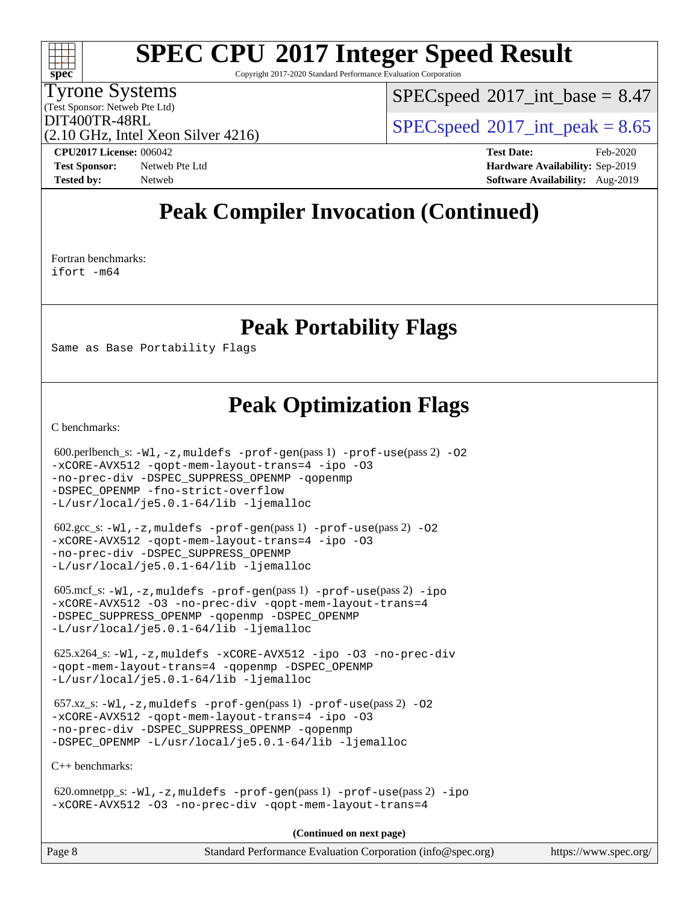# Peak Compiler Invocation (Continued)

Fortran benchmarks:
ifort -m64

# Peak Portability Flags

Same as Base Portability Flags

# Peak Optimization Flags

C benchmarks:

600.perlbench_s: -Wl,-z,muldefs -prof-gen(pass 1) -prof-use(pass 2) -O2 -xCORE-AVX512 -qopt-mem-layout-trans=4 -ipo -O3 -no-prec-div -DSPEC_SUPPRESS_OPENMP -qopenmp -DSPEC_OPENMP -fno-strict-overflow -L/usr/local/je5.0.1-64/lib -ljemalloc

602.gcc_s: -Wl,-z,muldefs -prof-gen(pass 1) -prof-use(pass 2) -O2 -xCORE-AVX512 -qopt-mem-layout-trans=4 -ipo -O3 -no-prec-div -DSPEC_SUPPRESS_OPENMP -L/usr/local/je5.0.1-64/lib -ljemalloc

605.mcf_s: -Wl,-z,muldefs -prof-gen(pass 1) -prof-use(pass 2) -ipo -xCORE-AVX512 -O3 -no-prec-div -qopt-mem-layout-trans=4 -DSPEC_SUPPRESS_OPENMP -qopenmp -DSPEC_OPENMP -L/usr/local/je5.0.1-64/lib -ljemalloc

625.x264_s: -Wl,-z,muldefs -xCORE-AVX512 -ipo -O3 -no-prec-div -qopt-mem-layout-trans=4 -qopenmp -DSPEC_OPENMP -L/usr/local/je5.0.1-64/lib -ljemalloc

657.xz_s: -Wl,-z,muldefs -prof-gen(pass 1) -prof-use(pass 2) -O2 -xCORE-AVX512 -qopt-mem-layout-trans=4 -ipo -O3 -no-prec-div -DSPEC_SUPPRESS_OPENMP -qopenmp -DSPEC_OPENMP -L/usr/local/je5.0.1-64/lib -ljemalloc

C++ benchmarks:

620.omnetpp_s: -Wl,-z,muldefs -prof-gen(pass 1) -prof-use(pass 2) -ipo -xCORE-AVX512 -O3 -no-prec-div -qopt-mem-layout-trans=4

**(Continued on next page)**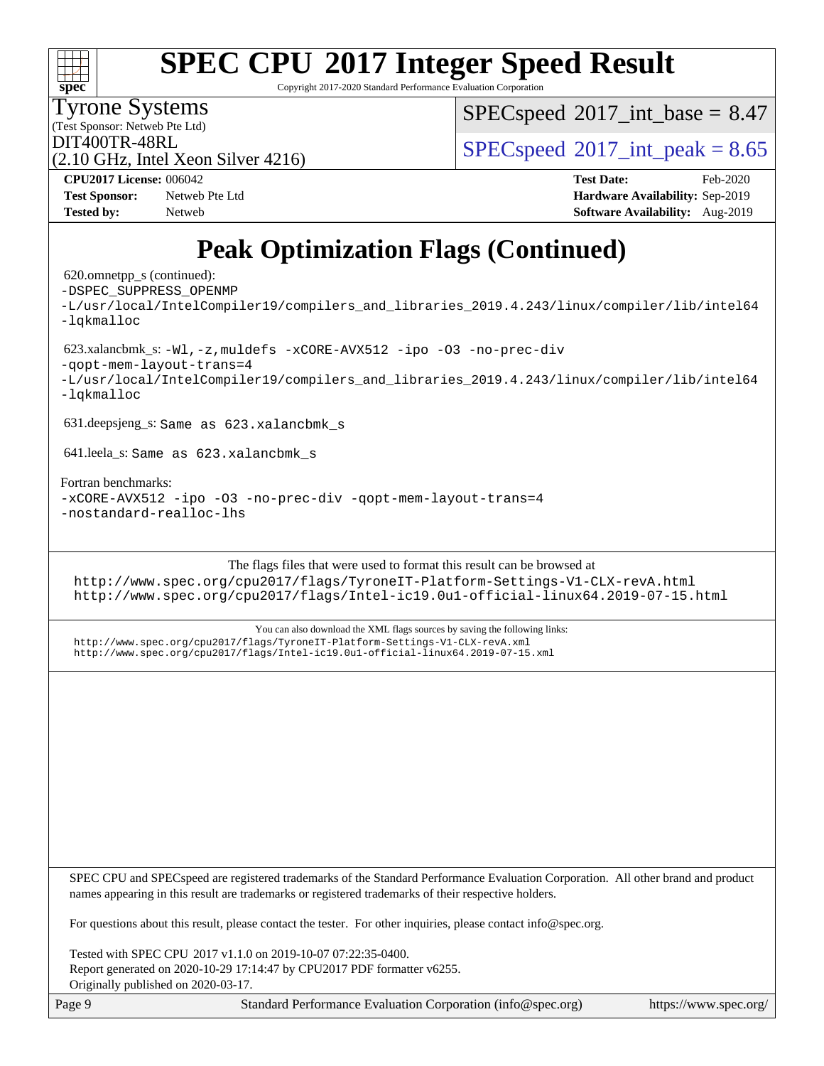# SPEC CPU 2017 Integer Speed Result

Copyright 2017-2020 Standard Performance Evaluation Corporation

Tyrone Systems
(Test Sponsor: Netweb Pte Ltd)
DIT400TR-48RL
(2.10 GHz, Intel Xeon Silver 4216)

SPECspeed 2017_int_base = 8.47

SPECspeed 2017_int_peak = 8.65

**CPU2017 License:** 006042
**Test Sponsor:** Netweb Pte Ltd
**Tested by:** Netweb

**Test Date:** Feb-2020
**Hardware Availability:** Sep-2019
**Software Availability:** Aug-2019

## Peak Optimization Flags (Continued)

620.omnetpp_s (continued):
```
-DSPEC_SUPPRESS_OPENMP
-L/usr/local/IntelCompiler19/compilers_and_libraries_2019.4.243/linux/compiler/lib/intel64
-lqkmalloc
```

623.xalancbmk_s:
```
-Wl,-z,muldefs -xCORE-AVX512 -ipo -O3 -no-prec-div
-qopt-mem-layout-trans=4
-L/usr/local/IntelCompiler19/compilers_and_libraries_2019.4.243/linux/compiler/lib/intel64
-lqkmalloc
```

631.deepsjeng_s: Same as 623.xalancbmk_s

641.leela_s: Same as 623.xalancbmk_s

Fortran benchmarks:
```
-xCORE-AVX512 -ipo -O3 -no-prec-div -qopt-mem-layout-trans=4
-nostandard-realloc-lhs
```

The flags files that were used to format this result can be browsed at
http://www.spec.org/cpu2017/flags/TyroneIT-Platform-Settings-V1-CLX-revA.html
http://www.spec.org/cpu2017/flags/Intel-ic19.0u1-official-linux64.2019-07-15.html

You can also download the XML flags sources by saving the following links:
http://www.spec.org/cpu2017/flags/TyroneIT-Platform-Settings-V1-CLX-revA.xml
http://www.spec.org/cpu2017/flags/Intel-ic19.0u1-official-linux64.2019-07-15.xml

SPEC CPU and SPECspeed are registered trademarks of the Standard Performance Evaluation Corporation. All other brand and product names appearing in this result are trademarks or registered trademarks of their respective holders.

For questions about this result, please contact the tester. For other inquiries, please contact info@spec.org.

Tested with SPEC CPU 2017 v1.1.0 on 2019-10-07 07:22:35-0400.
Report generated on 2020-10-29 17:14:47 by CPU2017 PDF formatter v6255.
Originally published on 2020-03-17.